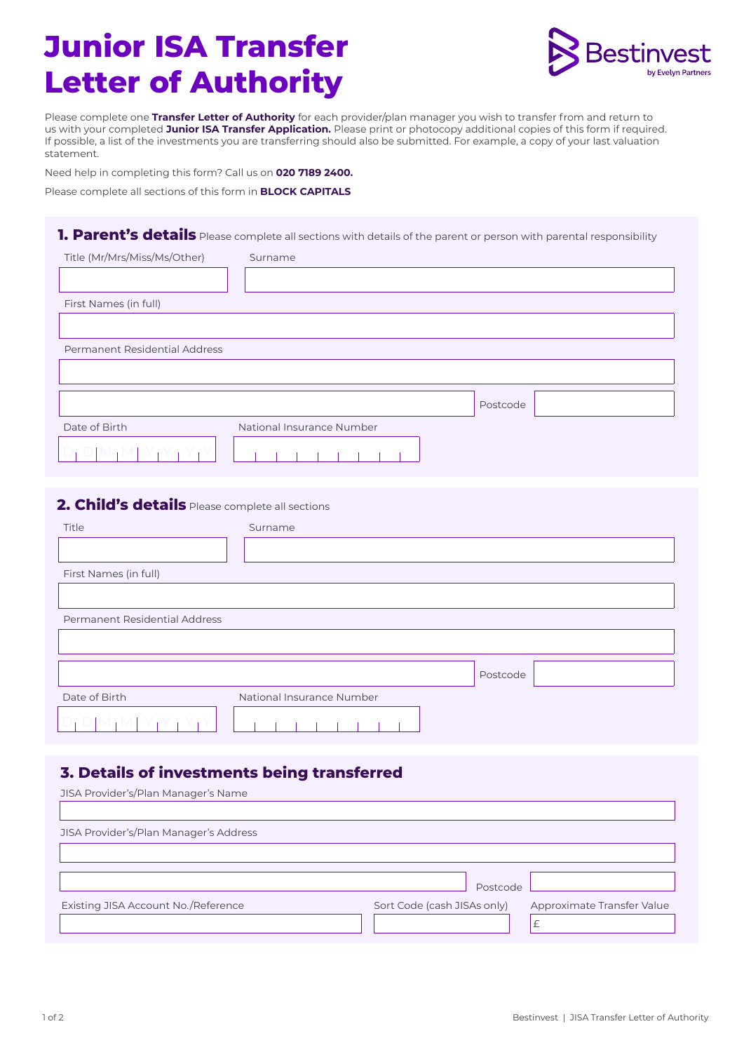# Junior ISA Transfer Letter of Authority

Bestinvest by Evelyn Partners

Please complete one **Transfer Letter of Authority** for each provider/plan manager you wish to transfer from and return to us with your completed **Junior ISA Transfer Application.** Please print or photocopy additional copies of this form if required. If possible, a list of the investments you are transferring should also be submitted. For example, a copy of your last valuation statement.

Need help in completing this form? Call us on **020 7189 2400.**

Please complete all sections of this form in **BLOCK CAPITALS**

## 1. Parent's details

Please complete all sections with details of the parent or person with parental responsibility

Title (Mr/Mrs/Miss/Ms/Other)

Surname

First Names (in full)

Permanent Residential Address

Postcode

Date of Birth D D M M Y Y Y Y

National Insurance Number

## 2. Child's details

Please complete all sections

Title

Surname

First Names (in full)

Permanent Residential Address

Postcode

Date of Birth D D M M Y Y Y Y

National Insurance Number

## 3. Details of investments being transferred

JISA Provider's/Plan Manager's Name

JISA Provider's/Plan Manager's Address

Postcode

Existing JISA Account No./Reference

Sort Code (cash JISAs only)

Approximate Transfer Value £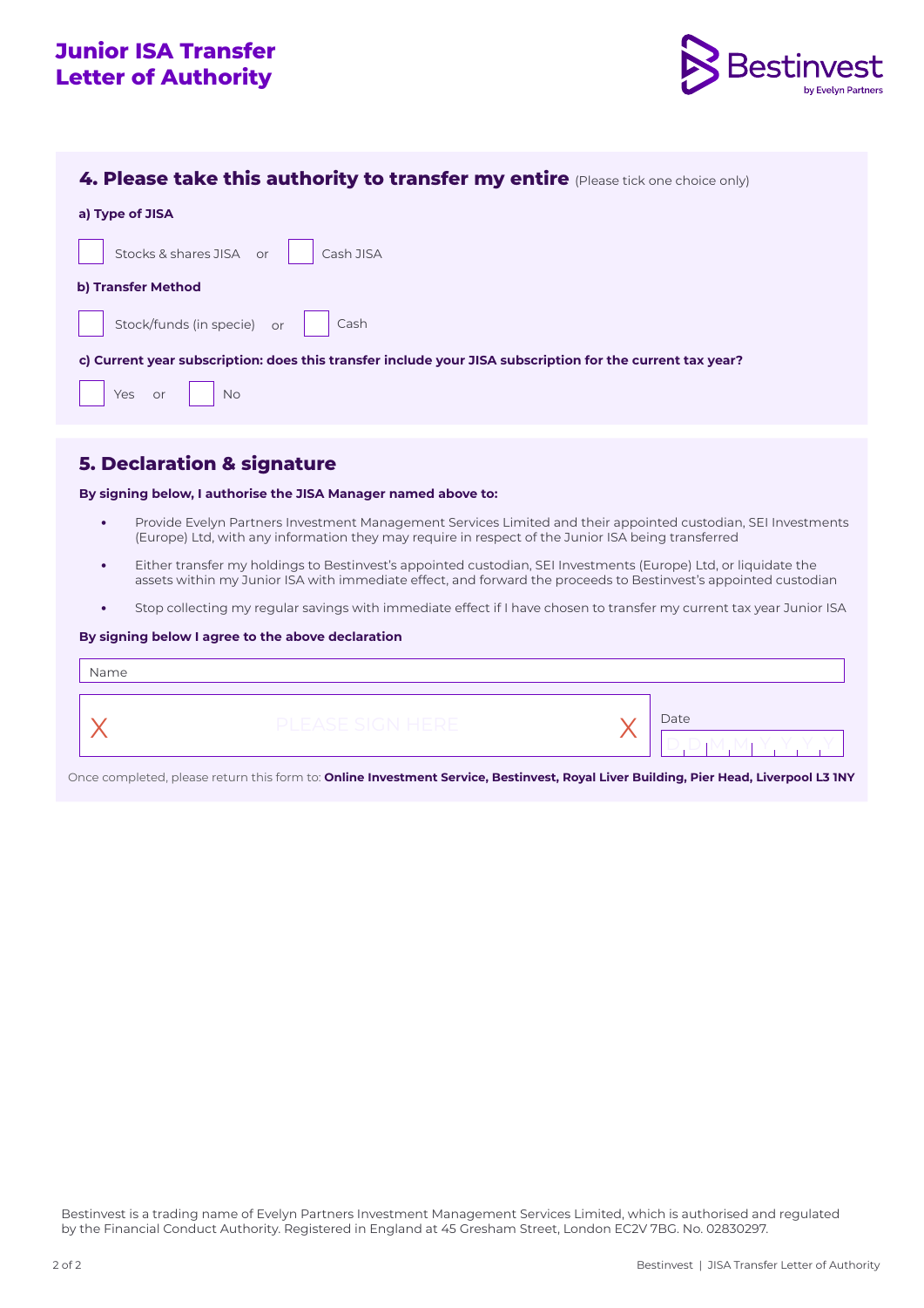# Junior ISA Transfer Letter of Authority

## 4. Please take this authority to transfer my entire (Please tick one choice only)

**a) Type of JISA**

☐ Stocks & shares JISA or ☐ Cash JISA

**b) Transfer Method**

☐ Stock/funds (in specie) or ☐ Cash

**c) Current year subscription: does this transfer include your JISA subscription for the current tax year?**

☐ Yes or ☐ No

## 5. Declaration & signature

**By signing below, I authorise the JISA Manager named above to:**

- Provide Evelyn Partners Investment Management Services Limited and their appointed custodian, SEI Investments (Europe) Ltd, with any information they may require in respect of the Junior ISA being transferred
- Either transfer my holdings to Bestinvest's appointed custodian, SEI Investments (Europe) Ltd, or liquidate the assets within my Junior ISA with immediate effect, and forward the proceeds to Bestinvest's appointed custodian
- Stop collecting my regular savings with immediate effect if I have chosen to transfer my current tax year Junior ISA

**By signing below I agree to the above declaration**

Name

X PLEASE SIGN HERE X

Date D D M M Y Y Y Y

Once completed, please return this form to: **Online Investment Service, Bestinvest, Royal Liver Building, Pier Head, Liverpool L3 1NY**

Bestinvest is a trading name of Evelyn Partners Investment Management Services Limited, which is authorised and regulated by the Financial Conduct Authority. Registered in England at 45 Gresham Street, London EC2V 7BG. No. 02830297.